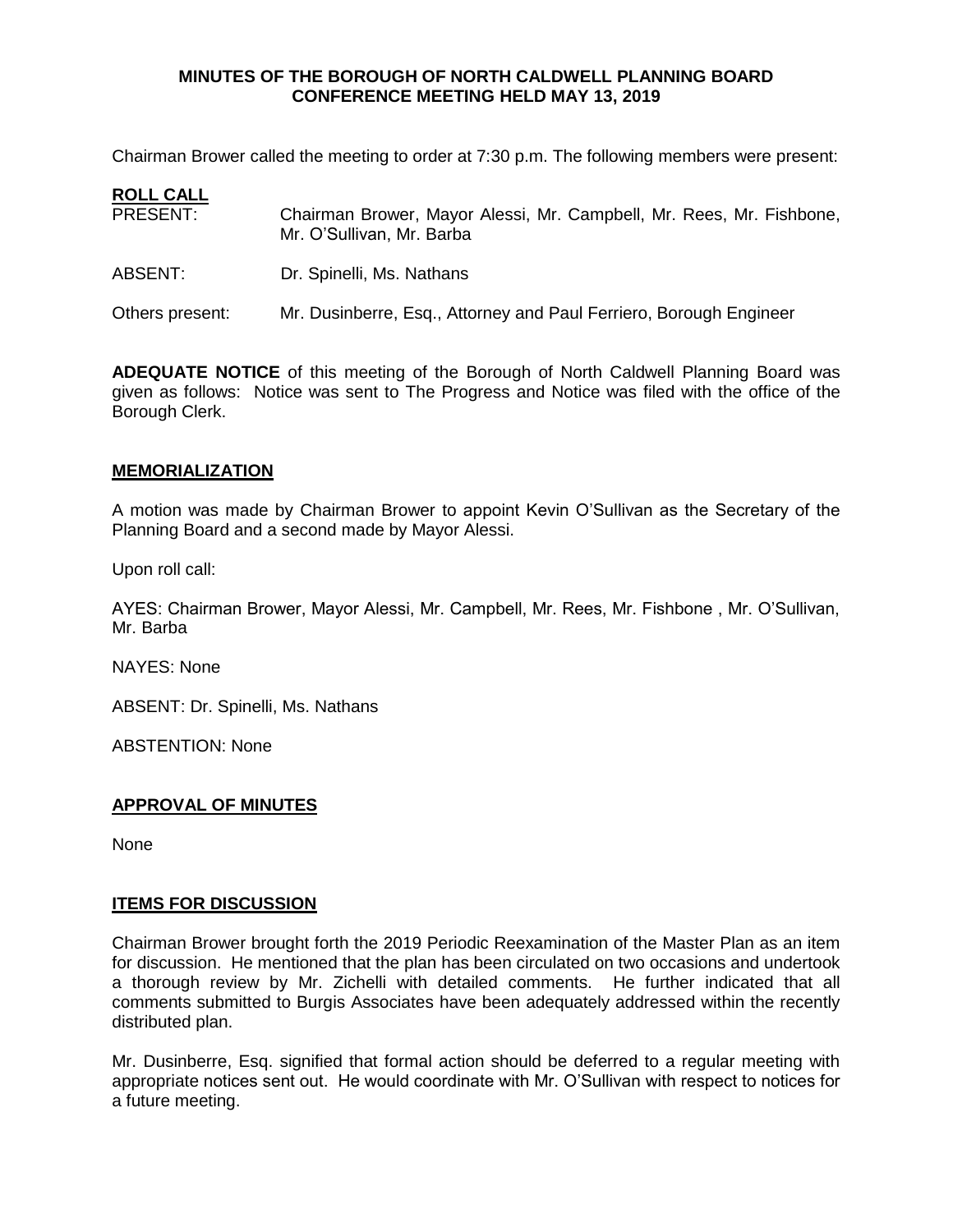**MINUTES OF THE BOROUGH OF NORTH CALDWELL PLANNING BOARD CONFERENCE MEETING HELD MAY 13, 2019**

Chairman Brower called the meeting to order at 7:30 p.m. The following members were present:

**ROLL CALL**

PRESENT: Chairman Brower, Mayor Alessi, Mr. Campbell, Mr. Rees, Mr. Fishbone, Mr. O'Sullivan, Mr. Barba

ABSENT: Dr. Spinelli, Ms. Nathans

Others present: Mr. Dusinberre, Esq., Attorney and Paul Ferriero, Borough Engineer

**ADEQUATE NOTICE** of this meeting of the Borough of North Caldwell Planning Board was given as follows: Notice was sent to The Progress and Notice was filed with the office of the Borough Clerk.

**MEMORIALIZATION**

A motion was made by Chairman Brower to appoint Kevin O'Sullivan as the Secretary of the Planning Board and a second made by Mayor Alessi.

Upon roll call:

AYES: Chairman Brower, Mayor Alessi, Mr. Campbell, Mr. Rees, Mr. Fishbone , Mr. O'Sullivan, Mr. Barba

NAYES: None

ABSENT: Dr. Spinelli, Ms. Nathans

ABSTENTION: None

**APPROVAL OF MINUTES**

None

**ITEMS FOR DISCUSSION**

Chairman Brower brought forth the 2019 Periodic Reexamination of the Master Plan as an item for discussion. He mentioned that the plan has been circulated on two occasions and undertook a thorough review by Mr. Zichelli with detailed comments. He further indicated that all comments submitted to Burgis Associates have been adequately addressed within the recently distributed plan.

Mr. Dusinberre, Esq. signified that formal action should be deferred to a regular meeting with appropriate notices sent out. He would coordinate with Mr. O'Sullivan with respect to notices for a future meeting.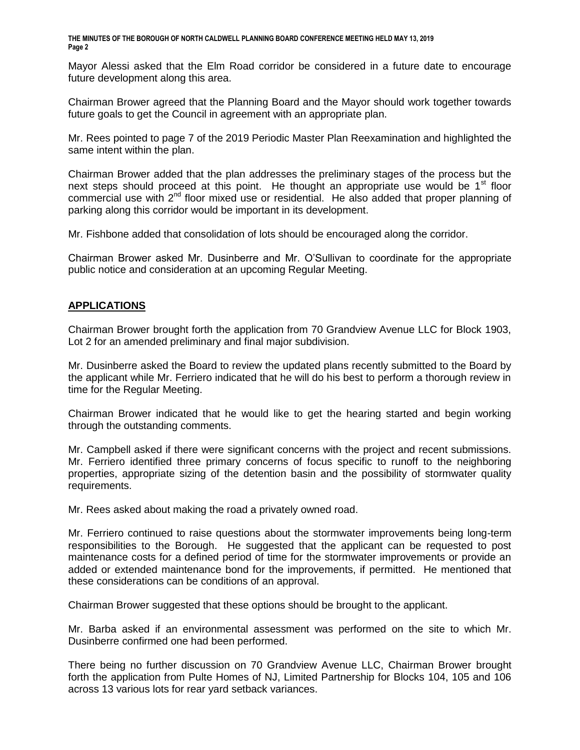Mayor Alessi asked that the Elm Road corridor be considered in a future date to encourage future development along this area.

Chairman Brower agreed that the Planning Board and the Mayor should work together towards future goals to get the Council in agreement with an appropriate plan.

Mr. Rees pointed to page 7 of the 2019 Periodic Master Plan Reexamination and highlighted the same intent within the plan.

Chairman Brower added that the plan addresses the preliminary stages of the process but the next steps should proceed at this point. He thought an appropriate use would be 1st floor commercial use with 2nd floor mixed use or residential. He also added that proper planning of parking along this corridor would be important in its development.

Mr. Fishbone added that consolidation of lots should be encouraged along the corridor.

Chairman Brower asked Mr. Dusinberre and Mr. O'Sullivan to coordinate for the appropriate public notice and consideration at an upcoming Regular Meeting.

## APPLICATIONS

Chairman Brower brought forth the application from 70 Grandview Avenue LLC for Block 1903, Lot 2 for an amended preliminary and final major subdivision.

Mr. Dusinberre asked the Board to review the updated plans recently submitted to the Board by the applicant while Mr. Ferriero indicated that he will do his best to perform a thorough review in time for the Regular Meeting.

Chairman Brower indicated that he would like to get the hearing started and begin working through the outstanding comments.

Mr. Campbell asked if there were significant concerns with the project and recent submissions. Mr. Ferriero identified three primary concerns of focus specific to runoff to the neighboring properties, appropriate sizing of the detention basin and the possibility of stormwater quality requirements.

Mr. Rees asked about making the road a privately owned road.

Mr. Ferriero continued to raise questions about the stormwater improvements being long-term responsibilities to the Borough. He suggested that the applicant can be requested to post maintenance costs for a defined period of time for the stormwater improvements or provide an added or extended maintenance bond for the improvements, if permitted. He mentioned that these considerations can be conditions of an approval.

Chairman Brower suggested that these options should be brought to the applicant.

Mr. Barba asked if an environmental assessment was performed on the site to which Mr. Dusinberre confirmed one had been performed.

There being no further discussion on 70 Grandview Avenue LLC, Chairman Brower brought forth the application from Pulte Homes of NJ, Limited Partnership for Blocks 104, 105 and 106 across 13 various lots for rear yard setback variances.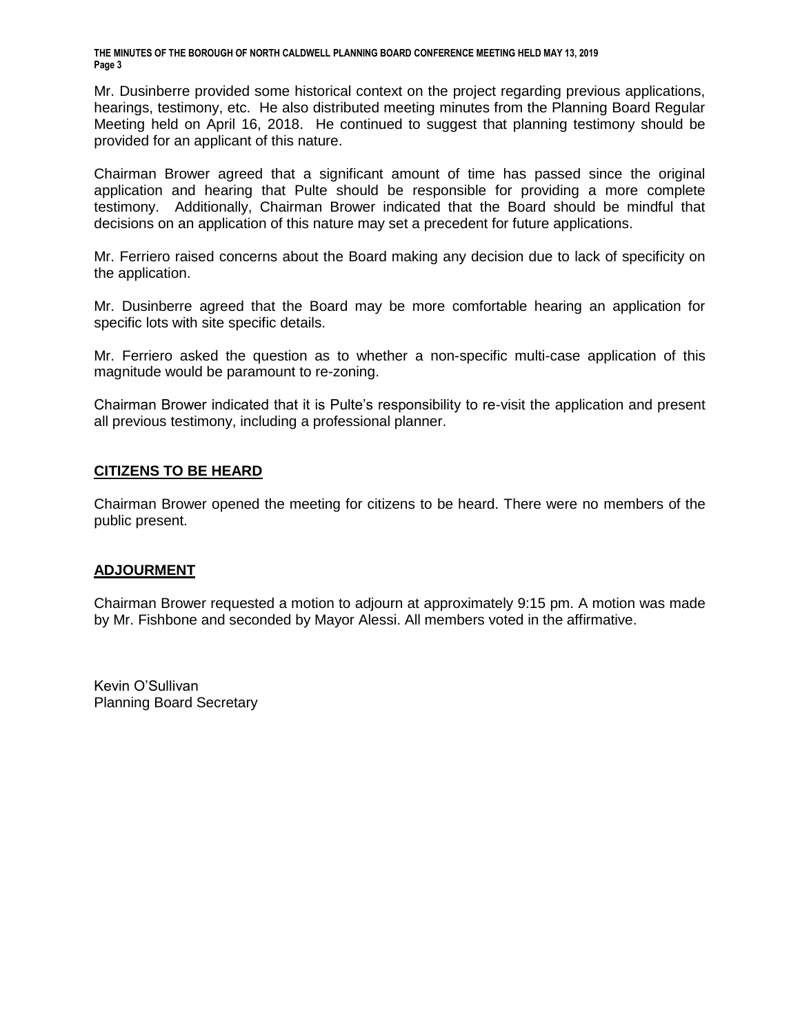Mr. Dusinberre provided some historical context on the project regarding previous applications, hearings, testimony, etc. He also distributed meeting minutes from the Planning Board Regular Meeting held on April 16, 2018. He continued to suggest that planning testimony should be provided for an applicant of this nature.

Chairman Brower agreed that a significant amount of time has passed since the original application and hearing that Pulte should be responsible for providing a more complete testimony. Additionally, Chairman Brower indicated that the Board should be mindful that decisions on an application of this nature may set a precedent for future applications.

Mr. Ferriero raised concerns about the Board making any decision due to lack of specificity on the application.

Mr. Dusinberre agreed that the Board may be more comfortable hearing an application for specific lots with site specific details.

Mr. Ferriero asked the question as to whether a non-specific multi-case application of this magnitude would be paramount to re-zoning.

Chairman Brower indicated that it is Pulte's responsibility to re-visit the application and present all previous testimony, including a professional planner.

## CITIZENS TO BE HEARD

Chairman Brower opened the meeting for citizens to be heard. There were no members of the public present.

## ADJOURMENT

Chairman Brower requested a motion to adjourn at approximately 9:15 pm. A motion was made by Mr. Fishbone and seconded by Mayor Alessi. All members voted in the affirmative.

Kevin O'Sullivan
Planning Board Secretary